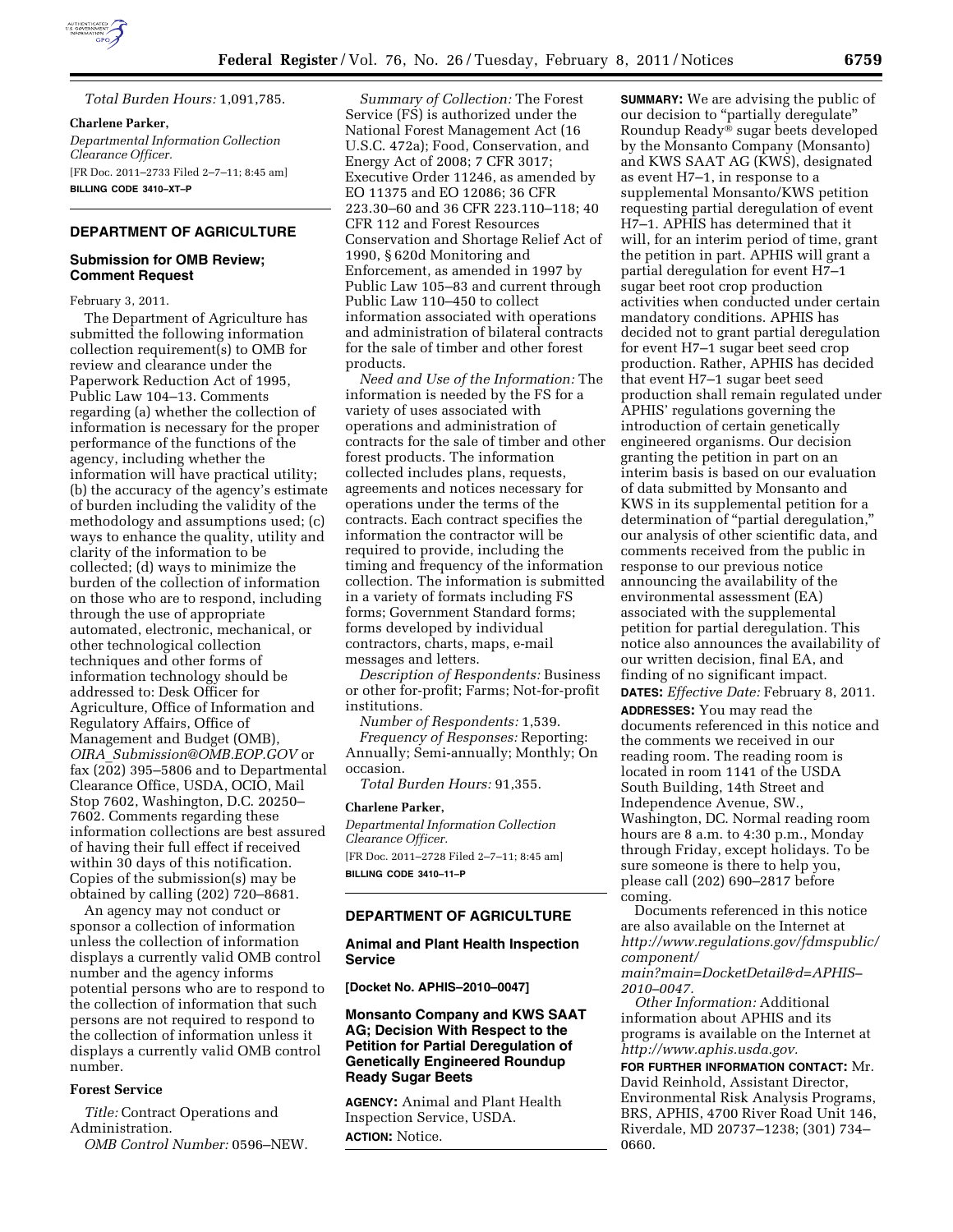*Total Burden Hours:* 1,091,785.

**Charlene Parker,**

*Departmental Information Collection Clearance Officer.*

[FR Doc. 2011–2733 Filed 2–7–11; 8:45 am]

**BILLING CODE 3410–XT–P**

## DEPARTMENT OF AGRICULTURE

### Submission for OMB Review; Comment Request

February 3, 2011.

The Department of Agriculture has submitted the following information collection requirement(s) to OMB for review and clearance under the Paperwork Reduction Act of 1995, Public Law 104–13. Comments regarding (a) whether the collection of information is necessary for the proper performance of the functions of the agency, including whether the information will have practical utility; (b) the accuracy of the agency's estimate of burden including the validity of the methodology and assumptions used; (c) ways to enhance the quality, utility and clarity of the information to be collected; (d) ways to minimize the burden of the collection of information on those who are to respond, including through the use of appropriate automated, electronic, mechanical, or other technological collection techniques and other forms of information technology should be addressed to: Desk Officer for Agriculture, Office of Information and Regulatory Affairs, Office of Management and Budget (OMB), *OIRA_Submission@OMB.EOP.GOV* or fax (202) 395–5806 and to Departmental Clearance Office, USDA, OCIO, Mail Stop 7602, Washington, D.C. 20250–7602. Comments regarding these information collections are best assured of having their full effect if received within 30 days of this notification. Copies of the submission(s) may be obtained by calling (202) 720–8681.

An agency may not conduct or sponsor a collection of information unless the collection of information displays a currently valid OMB control number and the agency informs potential persons who are to respond to the collection of information that such persons are not required to respond to the collection of information unless it displays a currently valid OMB control number.

**Forest Service**

*Title:* Contract Operations and Administration.

*OMB Control Number:* 0596–NEW.

*Summary of Collection:* The Forest Service (FS) is authorized under the National Forest Management Act (16 U.S.C. 472a); Food, Conservation, and Energy Act of 2008; 7 CFR 3017; Executive Order 11246, as amended by EO 11375 and EO 12086; 36 CFR 223.30–60 and 36 CFR 223.110–118; 40 CFR 112 and Forest Resources Conservation and Shortage Relief Act of 1990, § 620d Monitoring and Enforcement, as amended in 1997 by Public Law 105–83 and current through Public Law 110–450 to collect information associated with operations and administration of bilateral contracts for the sale of timber and other forest products.

*Need and Use of the Information:* The information is needed by the FS for a variety of uses associated with operations and administration of contracts for the sale of timber and other forest products. The information collected includes plans, requests, agreements and notices necessary for operations under the terms of the contracts. Each contract specifies the information the contractor will be required to provide, including the timing and frequency of the information collection. The information is submitted in a variety of formats including FS forms; Government Standard forms; forms developed by individual contractors, charts, maps, e-mail messages and letters.

*Description of Respondents:* Business or other for-profit; Farms; Not-for-profit institutions.

*Number of Respondents:* 1,539.

*Frequency of Responses:* Reporting: Annually; Semi-annually; Monthly; On occasion.

*Total Burden Hours:* 91,355.

**Charlene Parker,**

*Departmental Information Collection Clearance Officer.*

[FR Doc. 2011–2728 Filed 2–7–11; 8:45 am]

**BILLING CODE 3410–11–P**

## DEPARTMENT OF AGRICULTURE

### Animal and Plant Health Inspection Service

**[Docket No. APHIS–2010–0047]**

### Monsanto Company and KWS SAAT AG; Decision With Respect to the Petition for Partial Deregulation of Genetically Engineered Roundup Ready Sugar Beets

**AGENCY:** Animal and Plant Health Inspection Service, USDA.

**ACTION:** Notice.

**SUMMARY:** We are advising the public of our decision to "partially deregulate" Roundup Ready® sugar beets developed by the Monsanto Company (Monsanto) and KWS SAAT AG (KWS), designated as event H7–1, in response to a supplemental Monsanto/KWS petition requesting partial deregulation of event H7–1. APHIS has determined that it will, for an interim period of time, grant the petition in part. APHIS will grant a partial deregulation for event H7–1 sugar beet root crop production activities when conducted under certain mandatory conditions. APHIS has decided not to grant partial deregulation for event H7–1 sugar beet seed crop production. Rather, APHIS has decided that event H7–1 sugar beet seed production shall remain regulated under APHIS' regulations governing the introduction of certain genetically engineered organisms. Our decision granting the petition in part on an interim basis is based on our evaluation of data submitted by Monsanto and KWS in its supplemental petition for a determination of "partial deregulation," our analysis of other scientific data, and comments received from the public in response to our previous notice announcing the availability of the environmental assessment (EA) associated with the supplemental petition for partial deregulation. This notice also announces the availability of our written decision, final EA, and finding of no significant impact.

**DATES:** *Effective Date:* February 8, 2011.

**ADDRESSES:** You may read the documents referenced in this notice and the comments we received in our reading room. The reading room is located in room 1141 of the USDA South Building, 14th Street and Independence Avenue, SW., Washington, DC. Normal reading room hours are 8 a.m. to 4:30 p.m., Monday through Friday, except holidays. To be sure someone is there to help you, please call (202) 690–2817 before coming.

Documents referenced in this notice are also available on the Internet at *http://www.regulations.gov/fdmspublic/component/main?main=DocketDetail&d=APHIS–2010–0047.*

*Other Information:* Additional information about APHIS and its programs is available on the Internet at *http://www.aphis.usda.gov.*

**FOR FURTHER INFORMATION CONTACT:** Mr. David Reinhold, Assistant Director, Environmental Risk Analysis Programs, BRS, APHIS, 4700 River Road Unit 146, Riverdale, MD 20737–1238; (301) 734–0660.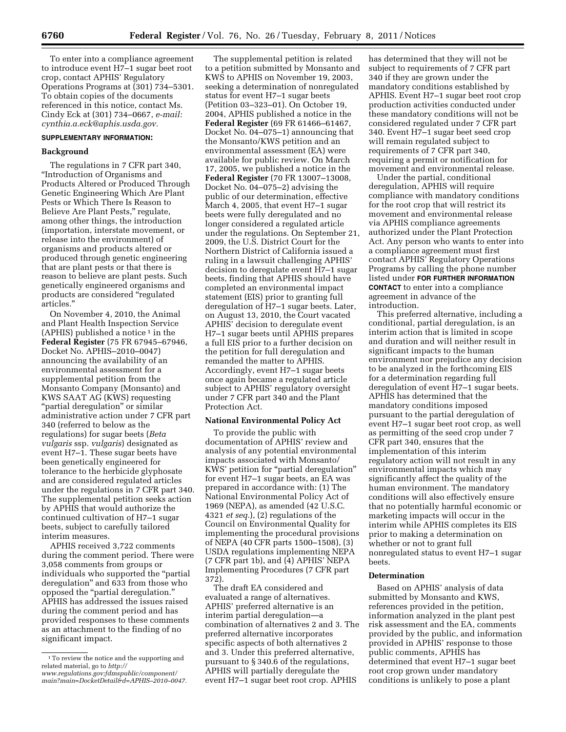To enter into a compliance agreement to introduce event H7–1 sugar beet root crop, contact APHIS' Regulatory Operations Programs at (301) 734–5301. To obtain copies of the documents referenced in this notice, contact Ms. Cindy Eck at (301) 734–0667, *e-mail: cynthia.a.eck@aphis.usda.gov.*

**SUPPLEMENTARY INFORMATION:**

## Background

The regulations in 7 CFR part 340, "Introduction of Organisms and Products Altered or Produced Through Genetic Engineering Which Are Plant Pests or Which There Is Reason to Believe Are Plant Pests," regulate, among other things, the introduction (importation, interstate movement, or release into the environment) of organisms and products altered or produced through genetic engineering that are plant pests or that there is reason to believe are plant pests. Such genetically engineered organisms and products are considered "regulated articles."

On November 4, 2010, the Animal and Plant Health Inspection Service (APHIS) published a notice [1] in the **Federal Register** (75 FR 67945–67946, Docket No. APHIS–2010–0047) announcing the availability of an environmental assessment for a supplemental petition from the Monsanto Company (Monsanto) and KWS SAAT AG (KWS) requesting "partial deregulation" or similar administrative action under 7 CFR part 340 (referred to below as the regulations) for sugar beets (*Beta vulgaris* ssp. *vulgaris*) designated as event H7–1. These sugar beets have been genetically engineered for tolerance to the herbicide glyphosate and are considered regulated articles under the regulations in 7 CFR part 340. The supplemental petition seeks action by APHIS that would authorize the continued cultivation of H7–1 sugar beets, subject to carefully tailored interim measures.

APHIS received 3,722 comments during the comment period. There were 3,058 comments from groups or individuals who supported the "partial deregulation" and 633 from those who opposed the "partial deregulation." APHIS has addressed the issues raised during the comment period and has provided responses to these comments as an attachment to the finding of no significant impact.

The supplemental petition is related to a petition submitted by Monsanto and KWS to APHIS on November 19, 2003, seeking a determination of nonregulated status for event H7–1 sugar beets (Petition 03–323–01). On October 19, 2004, APHIS published a notice in the **Federal Register** (69 FR 61466–61467, Docket No. 04–075–1) announcing that the Monsanto/KWS petition and an environmental assessment (EA) were available for public review. On March 17, 2005, we published a notice in the **Federal Register** (70 FR 13007–13008, Docket No. 04–075–2) advising the public of our determination, effective March 4, 2005, that event H7–1 sugar beets were fully deregulated and no longer considered a regulated article under the regulations. On September 21, 2009, the U.S. District Court for the Northern District of California issued a ruling in a lawsuit challenging APHIS' decision to deregulate event H7–1 sugar beets, finding that APHIS should have completed an environmental impact statement (EIS) prior to granting full deregulation of H7–1 sugar beets. Later, on August 13, 2010, the Court vacated APHIS' decision to deregulate event H7–1 sugar beets until APHIS prepares a full EIS prior to a further decision on the petition for full deregulation and remanded the matter to APHIS. Accordingly, event H7–1 sugar beets once again became a regulated article subject to APHIS' regulatory oversight under 7 CFR part 340 and the Plant Protection Act.

## National Environmental Policy Act

To provide the public with documentation of APHIS' review and analysis of any potential environmental impacts associated with Monsanto/KWS' petition for "partial deregulation" for event H7–1 sugar beets, an EA was prepared in accordance with: (1) The National Environmental Policy Act of 1969 (NEPA), as amended (42 U.S.C. 4321 *et seq.*), (2) regulations of the Council on Environmental Quality for implementing the procedural provisions of NEPA (40 CFR parts 1500–1508), (3) USDA regulations implementing NEPA (7 CFR part 1b), and (4) APHIS' NEPA Implementing Procedures (7 CFR part 372).

The draft EA considered and evaluated a range of alternatives. APHIS' preferred alternative is an interim partial deregulation—a combination of alternatives 2 and 3. The preferred alternative incorporates specific aspects of both alternatives 2 and 3. Under this preferred alternative, pursuant to § 340.6 of the regulations, APHIS will partially deregulate the event H7–1 sugar beet root crop. APHIS has determined that they will not be subject to requirements of 7 CFR part 340 if they are grown under the mandatory conditions established by APHIS. Event H7–1 sugar beet root crop production activities conducted under these mandatory conditions will not be considered regulated under 7 CFR part 340. Event H7–1 sugar beet seed crop will remain regulated subject to requirements of 7 CFR part 340, requiring a permit or notification for movement and environmental release.

Under the partial, conditional deregulation, APHIS will require compliance with mandatory conditions for the root crop that will restrict its movement and environmental release via APHIS compliance agreements authorized under the Plant Protection Act. Any person who wants to enter into a compliance agreement must first contact APHIS' Regulatory Operations Programs by calling the phone number listed under **FOR FURTHER INFORMATION CONTACT** to enter into a compliance agreement in advance of the introduction.

This preferred alternative, including a conditional, partial deregulation, is an interim action that is limited in scope and duration and will neither result in significant impacts to the human environment nor prejudice any decision to be analyzed in the forthcoming EIS for a determination regarding full deregulation of event H7–1 sugar beets. APHIS has determined that the mandatory conditions imposed pursuant to the partial deregulation of event H7–1 sugar beet root crop, as well as permitting of the seed crop under 7 CFR part 340, ensures that the implementation of this interim regulatory action will not result in any environmental impacts which may significantly affect the quality of the human environment. The mandatory conditions will also effectively ensure that no potentially harmful economic or marketing impacts will occur in the interim while APHIS completes its EIS prior to making a determination on whether or not to grant full nonregulated status to event H7–1 sugar beets.

## Determination

Based on APHIS' analysis of data submitted by Monsanto and KWS, references provided in the petition, information analyzed in the plant pest risk assessment and the EA, comments provided by the public, and information provided in APHIS' response to those public comments, APHIS has determined that event H7–1 sugar beet root crop grown under mandatory conditions is unlikely to pose a plant

[1] To review the notice and the supporting and related material, go to *http://www.regulations.gov/fdmspublic/component/main?main=DocketDetail&d=APHIS–2010–0047.*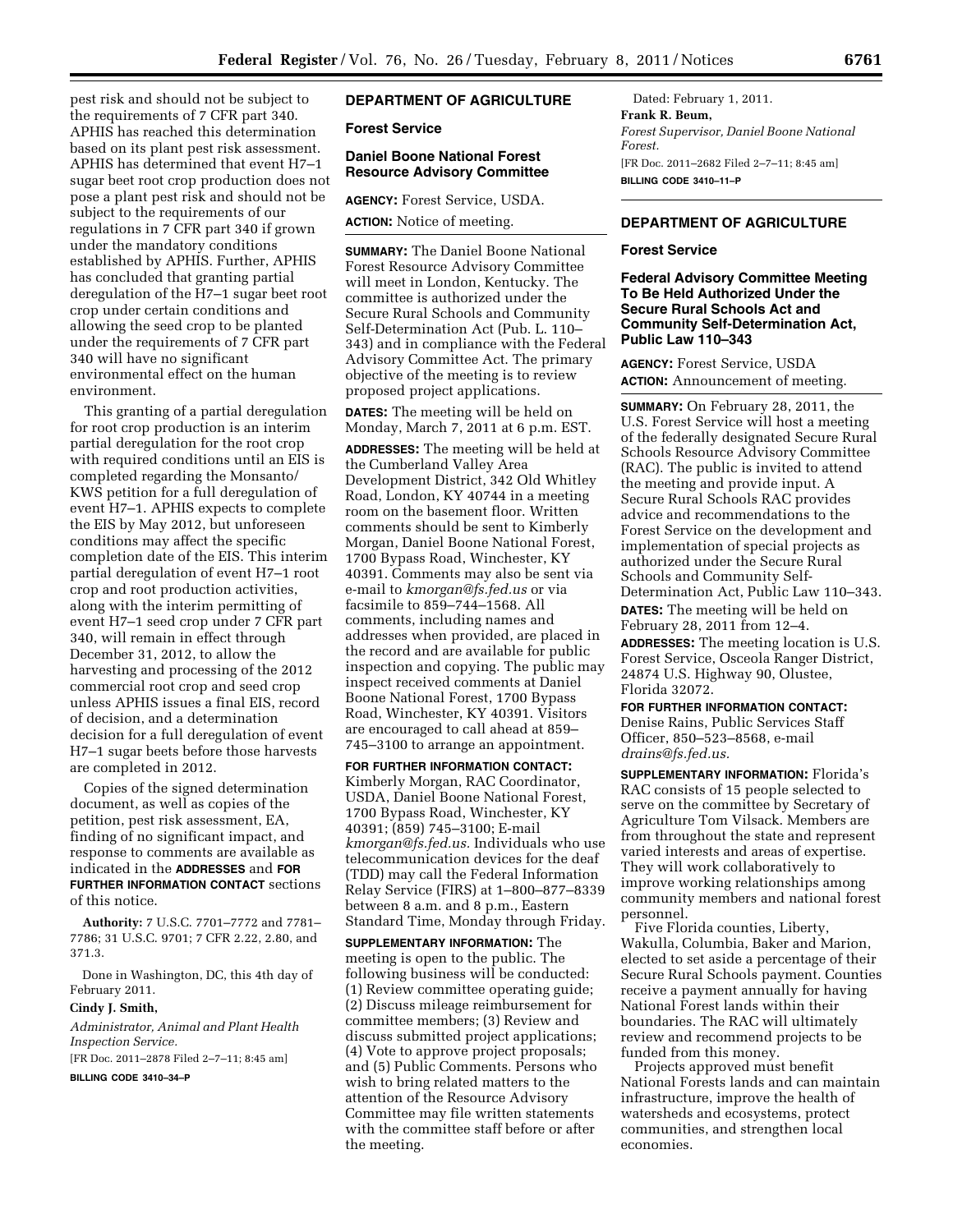pest risk and should not be subject to the requirements of 7 CFR part 340. APHIS has reached this determination based on its plant pest risk assessment. APHIS has determined that event H7–1 sugar beet root crop production does not pose a plant pest risk and should not be subject to the requirements of our regulations in 7 CFR part 340 if grown under the mandatory conditions established by APHIS. Further, APHIS has concluded that granting partial deregulation of the H7–1 sugar beet root crop under certain conditions and allowing the seed crop to be planted under the requirements of 7 CFR part 340 will have no significant environmental effect on the human environment.

This granting of a partial deregulation for root crop production is an interim partial deregulation for the root crop with required conditions until an EIS is completed regarding the Monsanto/KWS petition for a full deregulation of event H7–1. APHIS expects to complete the EIS by May 2012, but unforeseen conditions may affect the specific completion date of the EIS. This interim partial deregulation of event H7–1 root crop and root production activities, along with the interim permitting of event H7–1 seed crop under 7 CFR part 340, will remain in effect through December 31, 2012, to allow the harvesting and processing of the 2012 commercial root crop and seed crop unless APHIS issues a final EIS, record of decision, and a determination decision for a full deregulation of event H7–1 sugar beets before those harvests are completed in 2012.

Copies of the signed determination document, as well as copies of the petition, pest risk assessment, EA, finding of no significant impact, and response to comments are available as indicated in the **ADDRESSES** and **FOR FURTHER INFORMATION CONTACT** sections of this notice.

**Authority:** 7 U.S.C. 7701–7772 and 7781–7786; 31 U.S.C. 9701; 7 CFR 2.22, 2.80, and 371.3.

Done in Washington, DC, this 4th day of February 2011.

**Cindy J. Smith,**

*Administrator, Animal and Plant Health Inspection Service.*

[FR Doc. 2011–2878 Filed 2–7–11; 8:45 am]

**BILLING CODE 3410–34–P**

## DEPARTMENT OF AGRICULTURE

### Forest Service

### Daniel Boone National Forest Resource Advisory Committee

**AGENCY:** Forest Service, USDA.

**ACTION:** Notice of meeting.

**SUMMARY:** The Daniel Boone National Forest Resource Advisory Committee will meet in London, Kentucky. The committee is authorized under the Secure Rural Schools and Community Self-Determination Act (Pub. L. 110–343) and in compliance with the Federal Advisory Committee Act. The primary objective of the meeting is to review proposed project applications.

**DATES:** The meeting will be held on Monday, March 7, 2011 at 6 p.m. EST.

**ADDRESSES:** The meeting will be held at the Cumberland Valley Area Development District, 342 Old Whitley Road, London, KY 40744 in a meeting room on the basement floor. Written comments should be sent to Kimberly Morgan, Daniel Boone National Forest, 1700 Bypass Road, Winchester, KY 40391. Comments may also be sent via e-mail to *kmorgan@fs.fed.us* or via facsimile to 859–744–1568. All comments, including names and addresses when provided, are placed in the record and are available for public inspection and copying. The public may inspect received comments at Daniel Boone National Forest, 1700 Bypass Road, Winchester, KY 40391. Visitors are encouraged to call ahead at 859–745–3100 to arrange an appointment.

**FOR FURTHER INFORMATION CONTACT:** Kimberly Morgan, RAC Coordinator, USDA, Daniel Boone National Forest, 1700 Bypass Road, Winchester, KY 40391; (859) 745–3100; E-mail *kmorgan@fs.fed.us.* Individuals who use telecommunication devices for the deaf (TDD) may call the Federal Information Relay Service (FIRS) at 1–800–877–8339 between 8 a.m. and 8 p.m., Eastern Standard Time, Monday through Friday.

**SUPPLEMENTARY INFORMATION:** The meeting is open to the public. The following business will be conducted: (1) Review committee operating guide; (2) Discuss mileage reimbursement for committee members; (3) Review and discuss submitted project applications; (4) Vote to approve project proposals; and (5) Public Comments. Persons who wish to bring related matters to the attention of the Resource Advisory Committee may file written statements with the committee staff before or after the meeting.

Dated: February 1, 2011.

**Frank R. Beum,**

*Forest Supervisor, Daniel Boone National Forest.*

[FR Doc. 2011–2682 Filed 2–7–11; 8:45 am]

**BILLING CODE 3410–11–P**

## DEPARTMENT OF AGRICULTURE

### Forest Service

### Federal Advisory Committee Meeting To Be Held Authorized Under the Secure Rural Schools Act and Community Self-Determination Act, Public Law 110–343

**AGENCY:** Forest Service, USDA

**ACTION:** Announcement of meeting.

**SUMMARY:** On February 28, 2011, the U.S. Forest Service will host a meeting of the federally designated Secure Rural Schools Resource Advisory Committee (RAC). The public is invited to attend the meeting and provide input. A Secure Rural Schools RAC provides advice and recommendations to the Forest Service on the development and implementation of special projects as authorized under the Secure Rural Schools and Community Self-Determination Act, Public Law 110–343.

**DATES:** The meeting will be held on February 28, 2011 from 12–4.

**ADDRESSES:** The meeting location is U.S. Forest Service, Osceola Ranger District, 24874 U.S. Highway 90, Olustee, Florida 32072.

**FOR FURTHER INFORMATION CONTACT:** Denise Rains, Public Services Staff Officer, 850–523–8568, e-mail *drains@fs.fed.us.*

**SUPPLEMENTARY INFORMATION:** Florida's RAC consists of 15 people selected to serve on the committee by Secretary of Agriculture Tom Vilsack. Members are from throughout the state and represent varied interests and areas of expertise. They will work collaboratively to improve working relationships among community members and national forest personnel.

Five Florida counties, Liberty, Wakulla, Columbia, Baker and Marion, elected to set aside a percentage of their Secure Rural Schools payment. Counties receive a payment annually for having National Forest lands within their boundaries. The RAC will ultimately review and recommend projects to be funded from this money.

Projects approved must benefit National Forests lands and can maintain infrastructure, improve the health of watersheds and ecosystems, protect communities, and strengthen local economies.